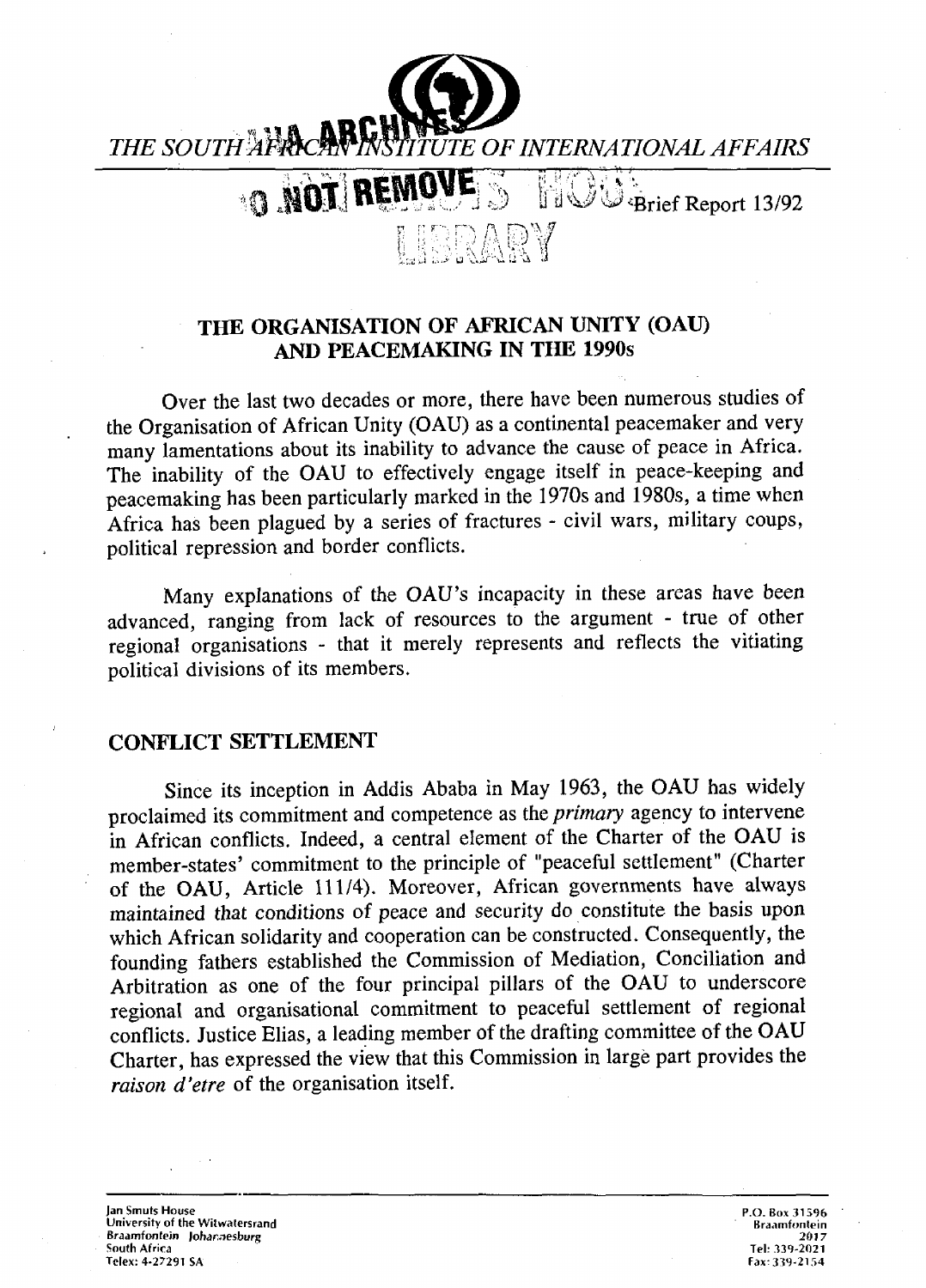THE SOUTH AFRICAN INSTITUTE OF INTERNATIONAL AFFAIRS

Brief Report 13/92

# THE ORGANISATION OF AFRICAN UNITY (OAU) AND PEACEMAKING IN THE 1990s

Over the last two decades or more, there have been numerous studies of the Organisation of African Unity (OAU) as a continental peacemaker and very many lamentations about its inability to advance the cause of peace in Africa. The inability of the OAU to effectively engage itself in peace-keeping and peacemaking has been particularly marked in the 1970s and 1980s, a time when Africa has been plagued by a series of fractures - civil wars, military coups, political repression and border conflicts.

Many explanations of the OAU's incapacity in these areas have been advanced, ranging from lack of resources to the argument - true of other regional organisations - that it merely represents and reflects the vitiating political divisions of its members.

## CONFLICT SETTLEMENT

Since its inception in Addis Ababa in May 1963, the OAU has widely proclaimed its commitment and competence as the *primary* agency to intervene in African conflicts. Indeed, a central element of the Charter of the OAU is member-states' commitment to the principle of "peaceful settlement" (Charter of the OAU, Article 111/4). Moreover, African governments have always maintained that conditions of peace and security do constitute the basis upon which African solidarity and cooperation can be constructed. Consequently, the founding fathers established the Commission of Mediation, Conciliation and Arbitration as one of the four principal pillars of the OAU to underscore regional and organisational commitment to peaceful settlement of regional conflicts. Justice Elias, a leading member of the drafting committee of the OAU Charter, has expressed the view that this Commission in large part provides the *raison d'etre* of the organisation itself.

Jan Smuts House
University of the Witwatersrand
Braamfontein Johannesburg
South Africa
Telex: 4-27291 SA

P.O. Box 31596
Braamfontein
2017
Tel: 339-2021
Fax: 339-2154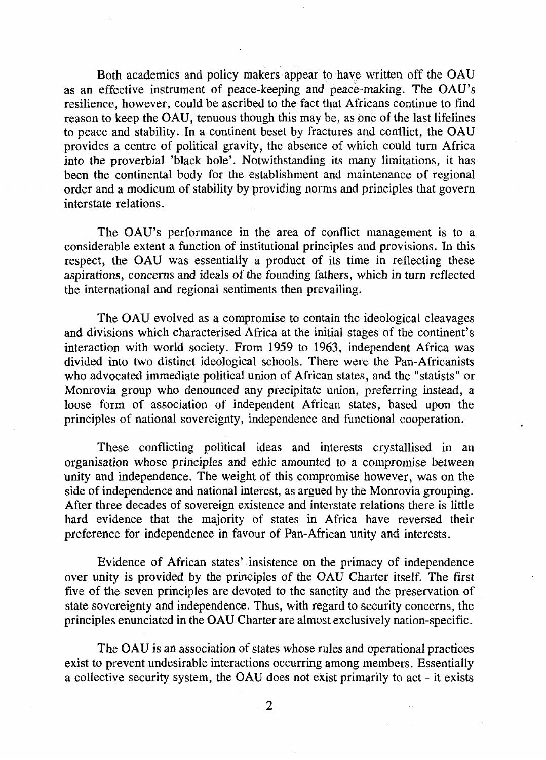Both academics and policy makers appear to have written off the OAU as an effective instrument of peace-keeping and peace-making. The OAU's resilience, however, could be ascribed to the fact that Africans continue to find reason to keep the OAU, tenuous though this may be, as one of the last lifelines to peace and stability. In a continent beset by fractures and conflict, the OAU provides a centre of political gravity, the absence of which could turn Africa into the proverbial 'black hole'. Notwithstanding its many limitations, it has been the continental body for the establishment and maintenance of regional order and a modicum of stability by providing norms and principles that govern interstate relations.

The OAU's performance in the area of conflict management is to a considerable extent a function of institutional principles and provisions. In this respect, the OAU was essentially a product of its time in reflecting these aspirations, concerns and ideals of the founding fathers, which in turn reflected the international and regional sentiments then prevailing.

The OAU evolved as a compromise to contain the ideological cleavages and divisions which characterised Africa at the initial stages of the continent's interaction with world society. From 1959 to 1963, independent Africa was divided into two distinct ideological schools. There were the Pan-Africanists who advocated immediate political union of African states, and the "statists" or Monrovia group who denounced any precipitate union, preferring instead, a loose form of association of independent African states, based upon the principles of national sovereignty, independence and functional cooperation.

These conflicting political ideas and interests crystallised in an organisation whose principles and ethic amounted to a compromise between unity and independence. The weight of this compromise however, was on the side of independence and national interest, as argued by the Monrovia grouping. After three decades of sovereign existence and interstate relations there is little hard evidence that the majority of states in Africa have reversed their preference for independence in favour of Pan-African unity and interests.

Evidence of African states' insistence on the primacy of independence over unity is provided by the principles of the OAU Charter itself. The first five of the seven principles are devoted to the sanctity and the preservation of state sovereignty and independence. Thus, with regard to security concerns, the principles enunciated in the OAU Charter are almost exclusively nation-specific.

The OAU is an association of states whose rules and operational practices exist to prevent undesirable interactions occurring among members. Essentially a collective security system, the OAU does not exist primarily to act - it exists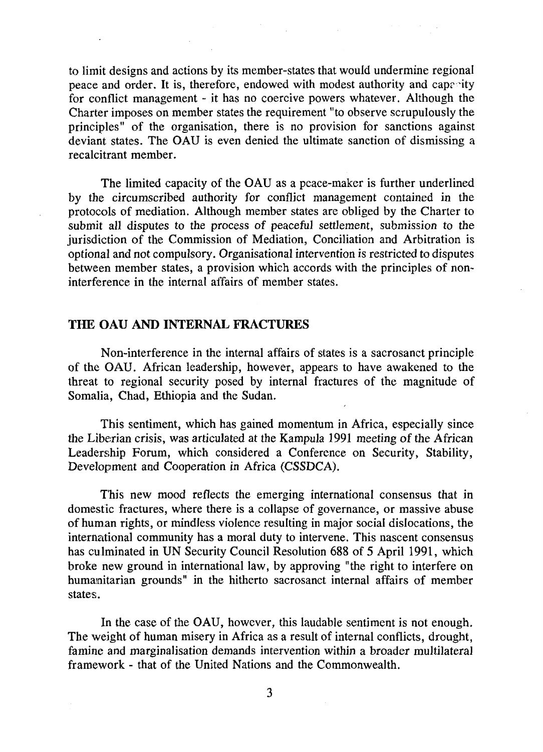to limit designs and actions by its member-states that would undermine regional peace and order. It is, therefore, endowed with modest authority and capacity for conflict management - it has no coercive powers whatever. Although the Charter imposes on member states the requirement "to observe scrupulously the principles" of the organisation, there is no provision for sanctions against deviant states. The OAU is even denied the ultimate sanction of dismissing a recalcitrant member.

The limited capacity of the OAU as a peace-maker is further underlined by the circumscribed authority for conflict management contained in the protocols of mediation. Although member states are obliged by the Charter to submit all disputes to the process of peaceful settlement, submission to the jurisdiction of the Commission of Mediation, Conciliation and Arbitration is optional and not compulsory. Organisational intervention is restricted to disputes between member states, a provision which accords with the principles of non-interference in the internal affairs of member states.

## THE OAU AND INTERNAL FRACTURES

Non-interference in the internal affairs of states is a sacrosanct principle of the OAU. African leadership, however, appears to have awakened to the threat to regional security posed by internal fractures of the magnitude of Somalia, Chad, Ethiopia and the Sudan.

This sentiment, which has gained momentum in Africa, especially since the Liberian crisis, was articulated at the Kampula 1991 meeting of the African Leadership Forum, which considered a Conference on Security, Stability, Development and Cooperation in Africa (CSSDCA).

This new mood reflects the emerging international consensus that in domestic fractures, where there is a collapse of governance, or massive abuse of human rights, or mindless violence resulting in major social dislocations, the international community has a moral duty to intervene. This nascent consensus has culminated in UN Security Council Resolution 688 of 5 April 1991, which broke new ground in international law, by approving "the right to interfere on humanitarian grounds" in the hitherto sacrosanct internal affairs of member states.

In the case of the OAU, however, this laudable sentiment is not enough. The weight of human misery in Africa as a result of internal conflicts, drought, famine and marginalisation demands intervention within a broader multilateral framework - that of the United Nations and the Commonwealth.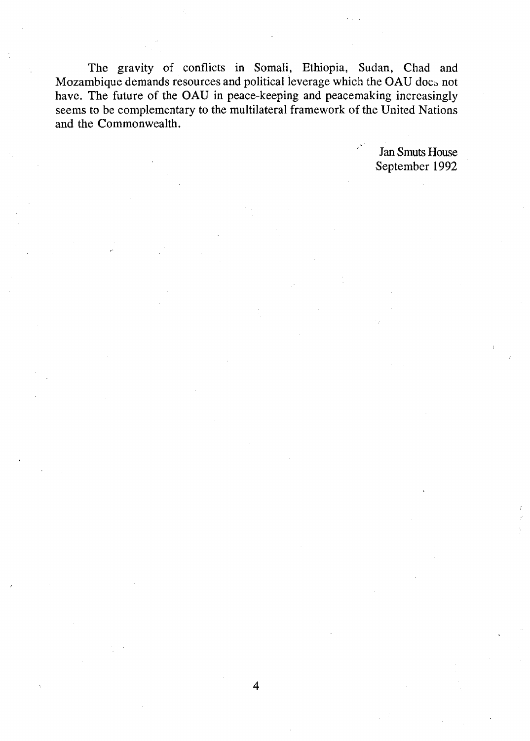The gravity of conflicts in Somali, Ethiopia, Sudan, Chad and Mozambique demands resources and political leverage which the OAU does not have. The future of the OAU in peace-keeping and peacemaking increasingly seems to be complementary to the multilateral framework of the United Nations and the Commonwealth.

Jan Smuts House
September 1992